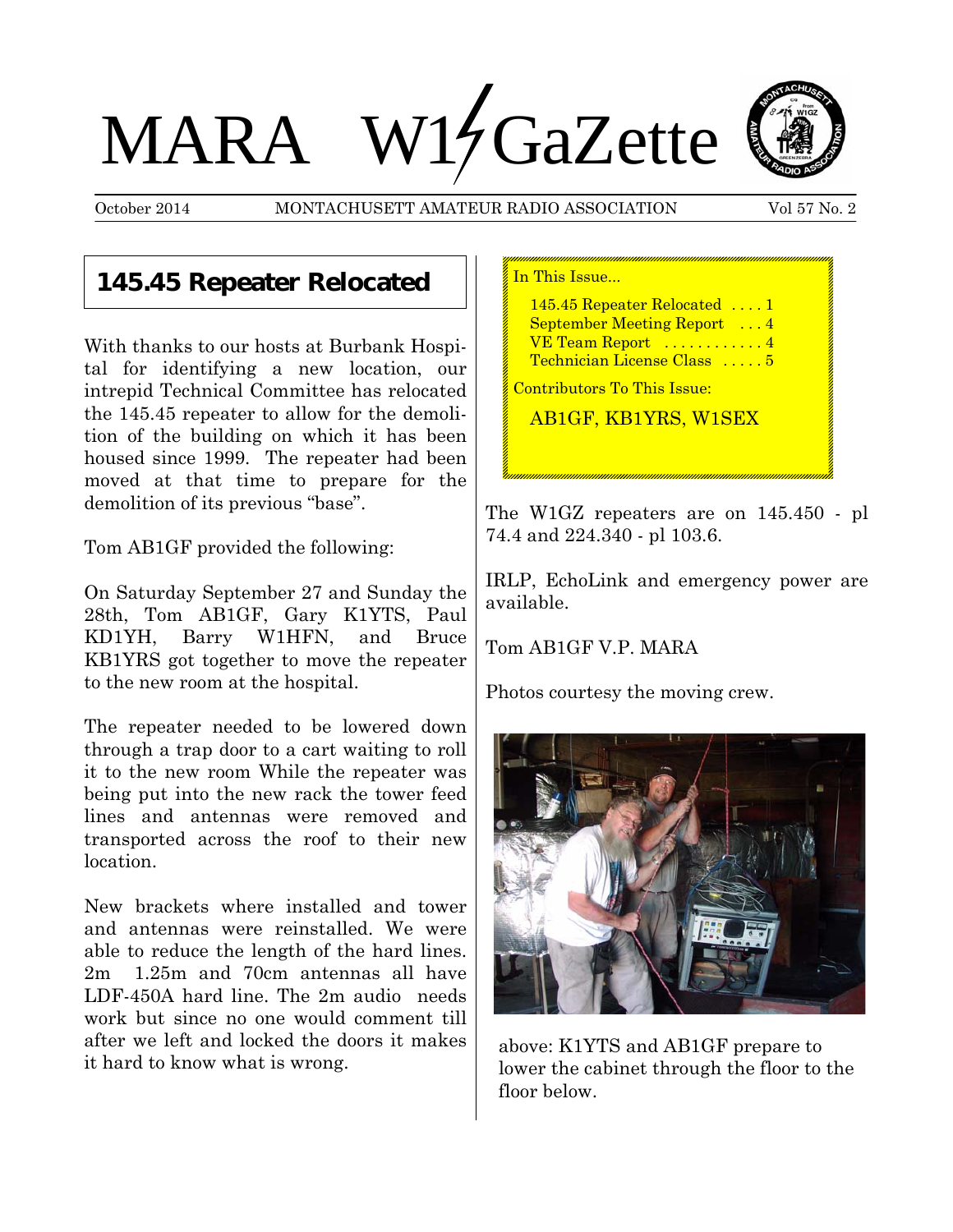# MARA W1GaZette

October 2014 MONTACHUSETT AMATEUR RADIO ASSOCIATION Vol 57 No. 2

## 145.45 Repeater Relocated

With thanks to our hosts at Burbank Hospital for identifying a new location, our intrepid Technical Committee has relocated the 145.45 repeater to allow for the demolition of the building on which it has been housed since 1999. The repeater had been moved at that time to prepare for the demolition of its previous "base".

Tom AB1GF provided the following:

On Saturday September 27 and Sunday the 28th, Tom AB1GF, Gary K1YTS, Paul KD1YH, Barry W1HFN, and Bruce KB1YRS got together to move the repeater to the new room at the hospital.

The repeater needed to be lowered down through a trap door to a cart waiting to roll it to the new room While the repeater was being put into the new rack the tower feed lines and antennas were removed and transported across the roof to their new location.

New brackets where installed and tower and antennas were reinstalled. We were able to reduce the length of the hard lines. 2m 1.25m and 70cm antennas all have LDF-450A hard line. The 2m audio needs work but since no one would comment till after we left and locked the doors it makes it hard to know what is wrong.

> In This Issue...
>
> 145.45 Repeater Relocated . . . . 1
> September Meeting Report . . . 4
> VE Team Report . . . . . . . . . . . 4
> Technician License Class . . . . . 5
>
> Contributors To This Issue:
>
> AB1GF, KB1YRS, W1SEX

The W1GZ repeaters are on 145.450 - pl 74.4 and 224.340 - pl 103.6.

IRLP, EchoLink and emergency power are available.

Tom AB1GF V.P. MARA

Photos courtesy the moving crew.

above: K1YTS and AB1GF prepare to lower the cabinet through the floor to the floor below.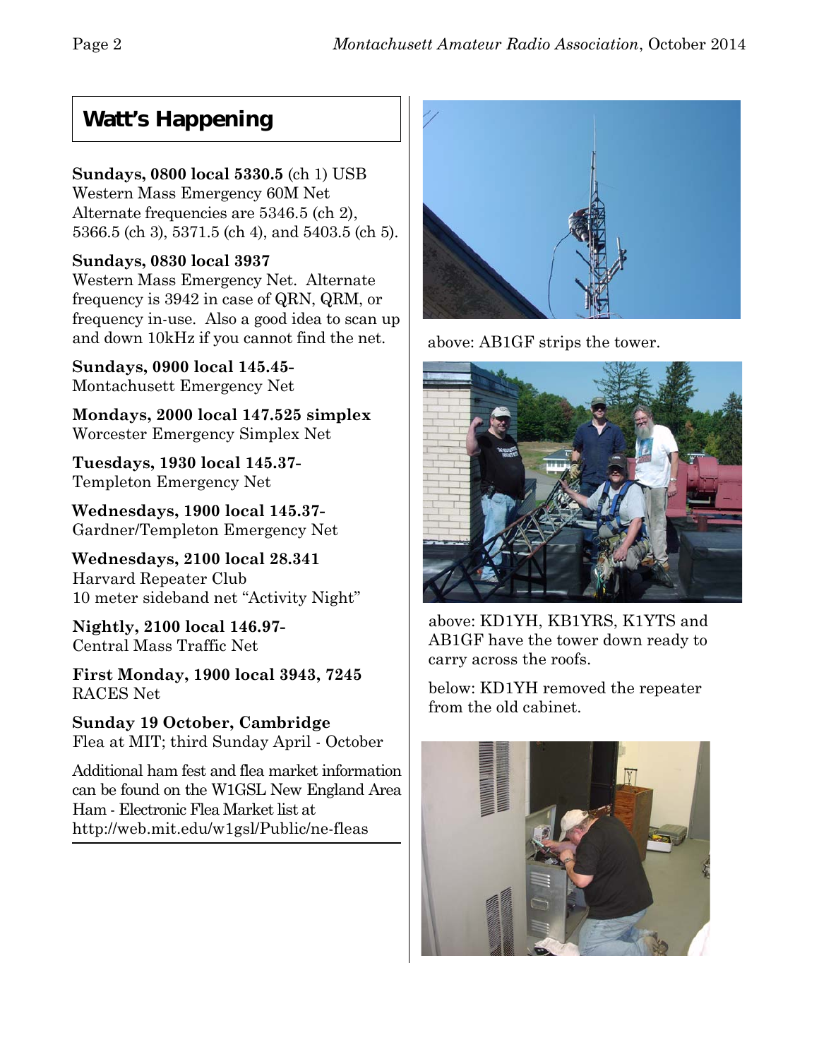## Watt's Happening

**Sundays, 0800 local 5330.5** (ch 1) USB
Western Mass Emergency 60M Net
Alternate frequencies are 5346.5 (ch 2), 5366.5 (ch 3), 5371.5 (ch 4), and 5403.5 (ch 5).

**Sundays, 0830 local 3937**
Western Mass Emergency Net. Alternate frequency is 3942 in case of QRN, QRM, or frequency in-use. Also a good idea to scan up and down 10kHz if you cannot find the net.

**Sundays, 0900 local 145.45-**
Montachusett Emergency Net

**Mondays, 2000 local 147.525 simplex**
Worcester Emergency Simplex Net

**Tuesdays, 1930 local 145.37-**
Templeton Emergency Net

**Wednesdays, 1900 local 145.37-**
Gardner/Templeton Emergency Net

**Wednesdays, 2100 local 28.341**
Harvard Repeater Club
10 meter sideband net "Activity Night"

**Nightly, 2100 local 146.97-**
Central Mass Traffic Net

**First Monday, 1900 local 3943, 7245**
RACES Net

**Sunday 19 October, Cambridge**
Flea at MIT; third Sunday April - October

Additional ham fest and flea market information can be found on the W1GSL New England Area Ham - Electronic Flea Market list at http://web.mit.edu/w1gsl/Public/ne-fleas

above: AB1GF strips the tower.

above: KD1YH, KB1YRS, K1YTS and AB1GF have the tower down ready to carry across the roofs.

below: KD1YH removed the repeater from the old cabinet.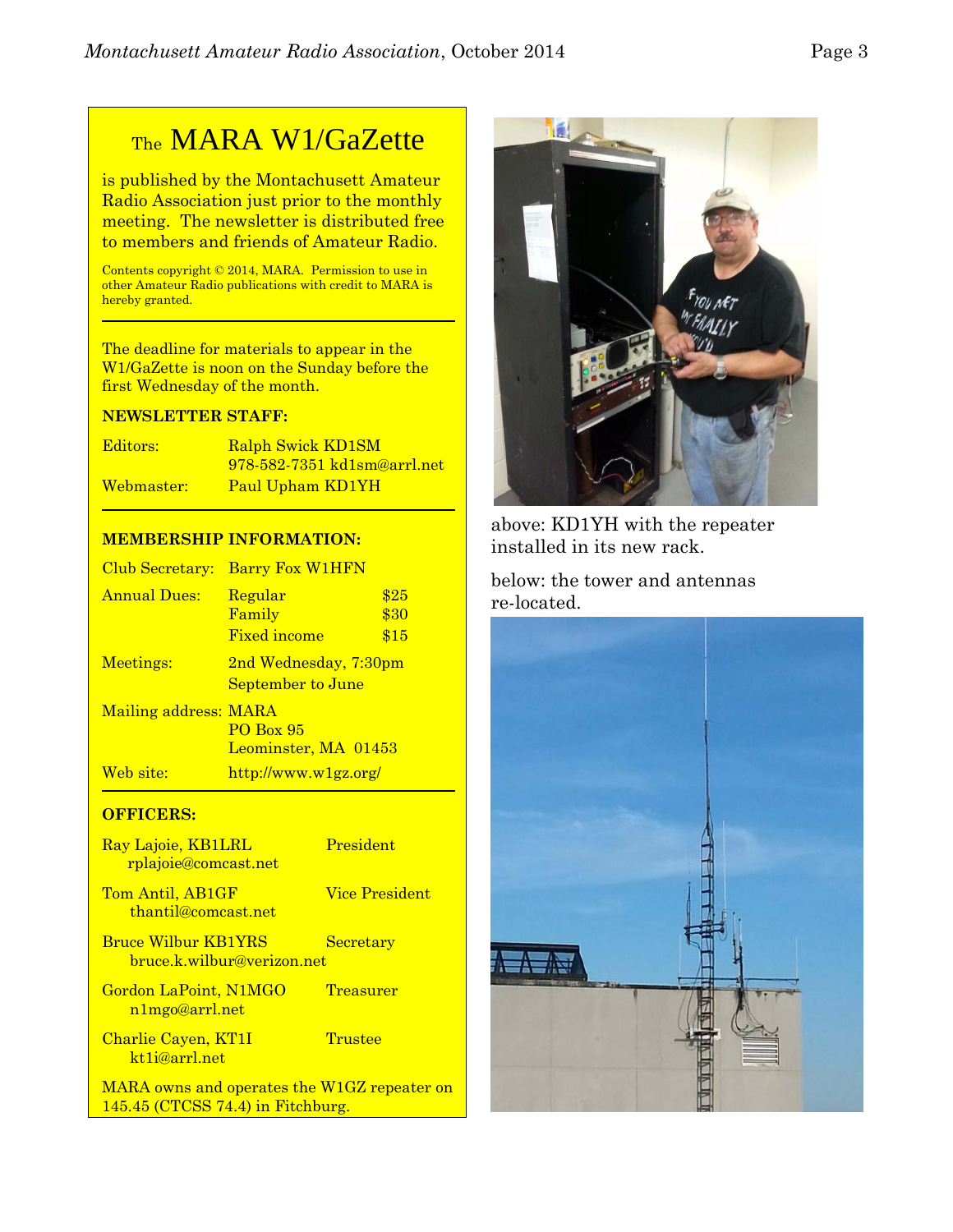# The MARA W1/GaZette

is published by the Montachusett Amateur Radio Association just prior to the monthly meeting. The newsletter is distributed free to members and friends of Amateur Radio.

Contents copyright © 2014, MARA. Permission to use in other Amateur Radio publications with credit to MARA is hereby granted.

---

The deadline for materials to appear in the W1/GaZette is noon on the Sunday before the first Wednesday of the month.

**NEWSLETTER STAFF:**

| | |
|---|---|
| Editors: | Ralph Swick KD1SM<br>978-582-7351 kd1sm@arrl.net |
| Webmaster: | Paul Upham KD1YH |

---

**MEMBERSHIP INFORMATION:**

| | | |
|---|---|---|
| Club Secretary: | Barry Fox W1HFN | |
| Annual Dues: | Regular | $25 |
| | Family | $30 |
| | Fixed income | $15 |
| Meetings: | 2nd Wednesday, 7:30pm<br>September to June | |
| Mailing address: | MARA<br>PO Box 95<br>Leominster, MA 01453 | |
| Web site: | http://www.w1gz.org/ | |

---

**OFFICERS:**

| | |
|---|---|
| Ray Lajoie, KB1LRL<br>rplajoie@comcast.net | President |
| Tom Antil, AB1GF<br>thantil@comcast.net | Vice President |
| Bruce Wilbur KB1YRS<br>bruce.k.wilbur@verizon.net | Secretary |
| Gordon LaPoint, N1MGO<br>n1mgo@arrl.net | Treasurer |
| Charlie Cayen, KT1I<br>kt1i@arrl.net | Trustee |

MARA owns and operates the W1GZ repeater on 145.45 (CTCSS 74.4) in Fitchburg.

above: KD1YH with the repeater installed in its new rack.

below: the tower and antennas re-located.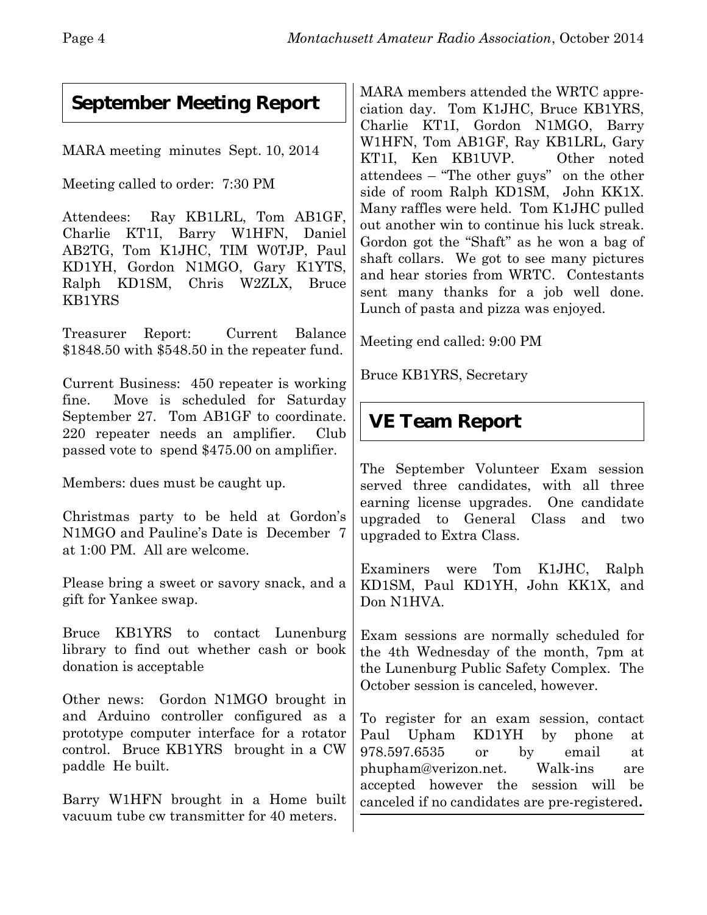## September Meeting Report

MARA meeting minutes Sept. 10, 2014

Meeting called to order: 7:30 PM

Attendees: Ray KB1LRL, Tom AB1GF, Charlie KT1I, Barry W1HFN, Daniel AB2TG, Tom K1JHC, TIM W0TJP, Paul KD1YH, Gordon N1MGO, Gary K1YTS, Ralph KD1SM, Chris W2ZLX, Bruce KB1YRS

Treasurer Report: Current Balance $1848.50 with $548.50 in the repeater fund.

Current Business: 450 repeater is working fine. Move is scheduled for Saturday September 27. Tom AB1GF to coordinate. 220 repeater needs an amplifier. Club passed vote to spend $475.00 on amplifier.

Members: dues must be caught up.

Christmas party to be held at Gordon's N1MGO and Pauline's Date is December 7 at 1:00 PM. All are welcome.

Please bring a sweet or savory snack, and a gift for Yankee swap.

Bruce KB1YRS to contact Lunenburg library to find out whether cash or book donation is acceptable

Other news: Gordon N1MGO brought in and Arduino controller configured as a prototype computer interface for a rotator control. Bruce KB1YRS brought in a CW paddle He built.

Barry W1HFN brought in a Home built vacuum tube cw transmitter for 40 meters.

MARA members attended the WRTC appreciation day. Tom K1JHC, Bruce KB1YRS, Charlie KT1I, Gordon N1MGO, Barry W1HFN, Tom AB1GF, Ray KB1LRL, Gary KT1I, Ken KB1UVP. Other noted attendees – "The other guys" on the other side of room Ralph KD1SM, John KK1X. Many raffles were held. Tom K1JHC pulled out another win to continue his luck streak. Gordon got the "Shaft" as he won a bag of shaft collars. We got to see many pictures and hear stories from WRTC. Contestants sent many thanks for a job well done. Lunch of pasta and pizza was enjoyed.

Meeting end called: 9:00 PM

Bruce KB1YRS, Secretary

## VE Team Report

The September Volunteer Exam session served three candidates, with all three earning license upgrades. One candidate upgraded to General Class and two upgraded to Extra Class.

Examiners were Tom K1JHC, Ralph KD1SM, Paul KD1YH, John KK1X, and Don N1HVA.

Exam sessions are normally scheduled for the 4th Wednesday of the month, 7pm at the Lunenburg Public Safety Complex. The October session is canceled, however.

To register for an exam session, contact Paul Upham KD1YH by phone at 978.597.6535 or by email at phupham@verizon.net. Walk-ins are accepted however the session will be canceled if no candidates are pre-registered**.**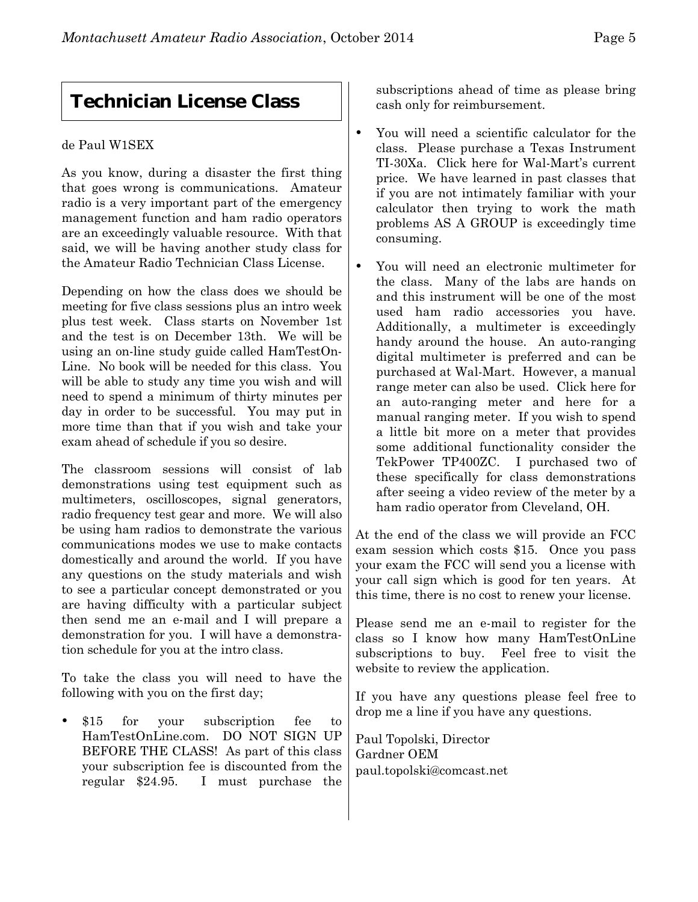## Technician License Class

de Paul W1SEX

As you know, during a disaster the first thing that goes wrong is communications. Amateur radio is a very important part of the emergency management function and ham radio operators are an exceedingly valuable resource. With that said, we will be having another study class for the Amateur Radio Technician Class License.

Depending on how the class does we should be meeting for five class sessions plus an intro week plus test week. Class starts on November 1st and the test is on December 13th. We will be using an on-line study guide called HamTestOn-Line. No book will be needed for this class. You will be able to study any time you wish and will need to spend a minimum of thirty minutes per day in order to be successful. You may put in more time than that if you wish and take your exam ahead of schedule if you so desire.

The classroom sessions will consist of lab demonstrations using test equipment such as multimeters, oscilloscopes, signal generators, radio frequency test gear and more. We will also be using ham radios to demonstrate the various communications modes we use to make contacts domestically and around the world. If you have any questions on the study materials and wish to see a particular concept demonstrated or you are having difficulty with a particular subject then send me an e-mail and I will prepare a demonstration for you. I will have a demonstration schedule for you at the intro class.

To take the class you will need to have the following with you on the first day;

- $15 for your subscription fee to HamTestOnLine.com. DO NOT SIGN UP BEFORE THE CLASS! As part of this class your subscription fee is discounted from the regular $24.95. I must purchase the subscriptions ahead of time as please bring cash only for reimbursement.
- You will need a scientific calculator for the class. Please purchase a Texas Instrument TI-30Xa. Click here for Wal-Mart's current price. We have learned in past classes that if you are not intimately familiar with your calculator then trying to work the math problems AS A GROUP is exceedingly time consuming.
- You will need an electronic multimeter for the class. Many of the labs are hands on and this instrument will be one of the most used ham radio accessories you have. Additionally, a multimeter is exceedingly handy around the house. An auto-ranging digital multimeter is preferred and can be purchased at Wal-Mart. However, a manual range meter can also be used. Click here for an auto-ranging meter and here for a manual ranging meter. If you wish to spend a little bit more on a meter that provides some additional functionality consider the TekPower TP400ZC. I purchased two of these specifically for class demonstrations after seeing a video review of the meter by a ham radio operator from Cleveland, OH.

At the end of the class we will provide an FCC exam session which costs $15. Once you pass your exam the FCC will send you a license with your call sign which is good for ten years. At this time, there is no cost to renew your license.

Please send me an e-mail to register for the class so I know how many HamTestOnLine subscriptions to buy. Feel free to visit the website to review the application.

If you have any questions please feel free to drop me a line if you have any questions.

Paul Topolski, Director
Gardner OEM
paul.topolski@comcast.net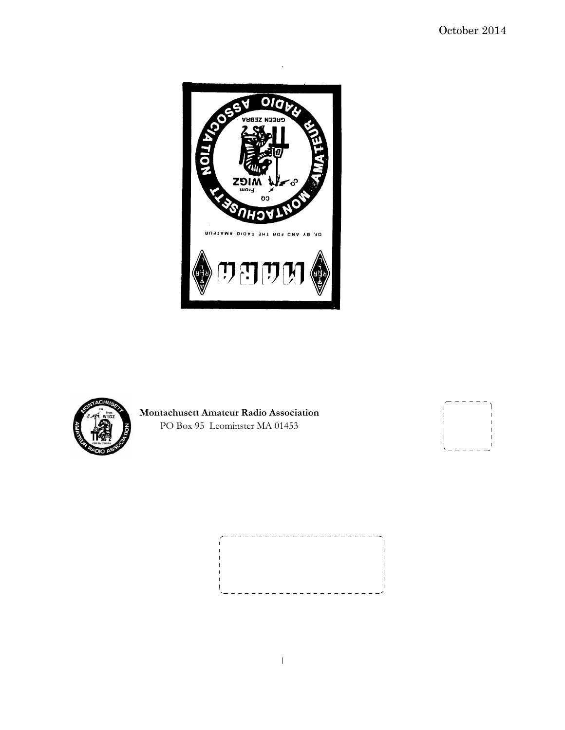Montachusett Amateur Radio Association

PO Box 95 Leominster MA 01453